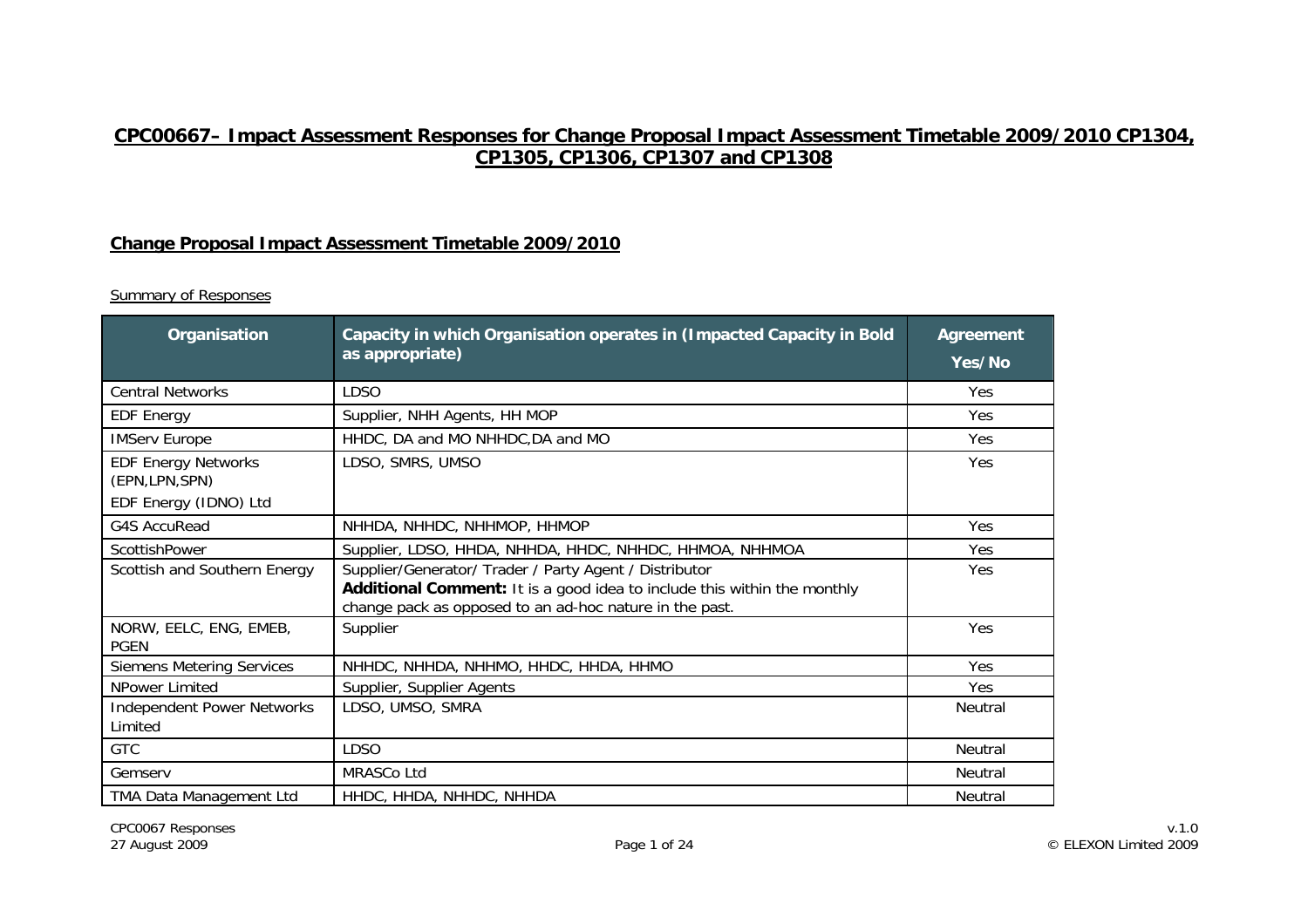# CPC00667– Impact Assessment Responses for Change Proposal Impact Assessment Timetable 2009/2010 CP1304, CP1305, CP1306, CP1307 and CP1308

## Change Proposal Impact Assessment Timetable 2009/2010

Summary of Responses

| Organisation | Capacity in which Organisation operates in (Impacted Capacity in Bold as appropriate) | Agreement Yes/No |
|---|---|---|
| Central Networks | LDSO | Yes |
| EDF Energy | Supplier, NHH Agents, HH MOP | Yes |
| IMServ Europe | HHDC, DA and MO NHHDC,DA and MO | Yes |
| EDF Energy Networks (EPN,LPN,SPN)<br>EDF Energy (IDNO) Ltd | LDSO, SMRS, UMSO | Yes |
| G4S AccuRead | NHHDA, NHHDC, NHHMOP, HHMOP | Yes |
| ScottishPower | Supplier, LDSO, HHDA, NHHDA, HHDC, NHHDC, HHMOA, NHHMOA | Yes |
| Scottish and Southern Energy | Supplier/Generator/ Trader / Party Agent / Distributor<br>**Additional Comment:** It is a good idea to include this within the monthly change pack as opposed to an ad-hoc nature in the past. | Yes |
| NORW, EELC, ENG, EMEB, PGEN | Supplier | Yes |
| Siemens Metering Services | NHHDC, NHHDA, NHHMO, HHDC, HHDA, HHMO | Yes |
| NPower Limited | Supplier, Supplier Agents | Yes |
| Independent Power Networks Limited | LDSO, UMSO, SMRA | Neutral |
| GTC | LDSO | Neutral |
| Gemserv | MRASCo Ltd | Neutral |
| TMA Data Management Ltd | HHDC, HHDA, NHHDC, NHHDA | Neutral |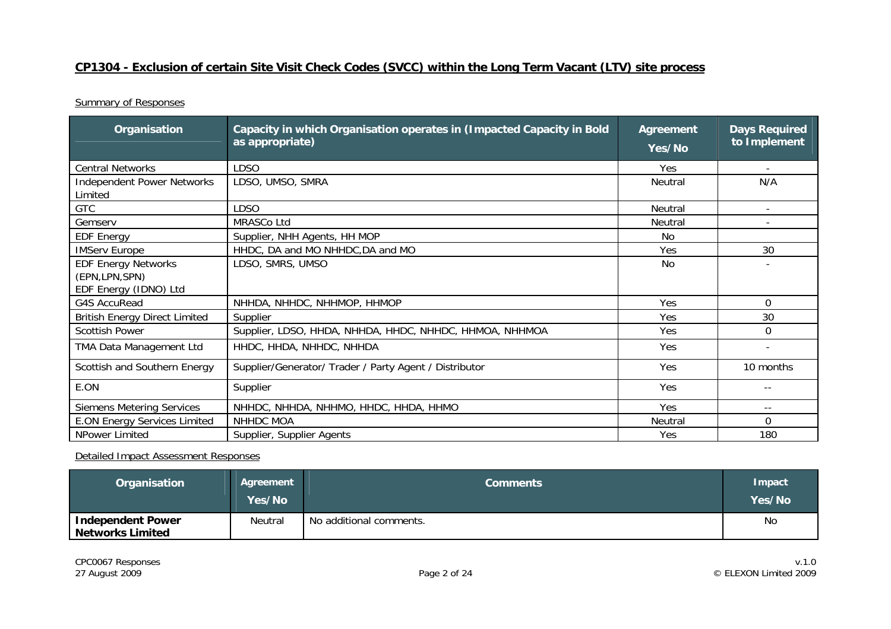## CP1304 - Exclusion of certain Site Visit Check Codes (SVCC) within the Long Term Vacant (LTV) site process

Summary of Responses

| Organisation | Capacity in which Organisation operates in (Impacted Capacity in Bold as appropriate) | Agreement Yes/No | Days Required to Implement |
|---|---|---|---|
| Central Networks | LDSO | Yes | - |
| Independent Power Networks Limited | LDSO, UMSO, SMRA | Neutral | N/A |
| GTC | LDSO | Neutral | - |
| Gemserv | MRASCo Ltd | Neutral | - |
| EDF Energy | Supplier, NHH Agents, HH MOP | No | |
| IMServ Europe | HHDC, DA and MO NHHDC,DA and MO | Yes | 30 |
| EDF Energy Networks (EPN,LPN,SPN) EDF Energy (IDNO) Ltd | LDSO, SMRS, UMSO | No | - |
| G4S AccuRead | NHHDA, NHHDC, NHHMOP, HHMOP | Yes | 0 |
| British Energy Direct Limited | Supplier | Yes | 30 |
| Scottish Power | Supplier, LDSO, HHDA, NHHDA, HHDC, NHHDC, HHMOA, NHHMOA | Yes | 0 |
| TMA Data Management Ltd | HHDC, HHDA, NHHDC, NHHDA | Yes | - |
| Scottish and Southern Energy | Supplier/Generator/ Trader / Party Agent / Distributor | Yes | 10 months |
| E.ON | Supplier | Yes | -- |
| Siemens Metering Services | NHHDC, NHHDA, NHHMO, HHDC, HHDA, HHMO | Yes | -- |
| E.ON Energy Services Limited | NHHDC MOA | Neutral | 0 |
| NPower Limited | Supplier, Supplier Agents | Yes | 180 |

Detailed Impact Assessment Responses

| Organisation | Agreement Yes/No | Comments | Impact Yes/No |
|---|---|---|---|
| **Independent Power Networks Limited** | Neutral | No additional comments. | No |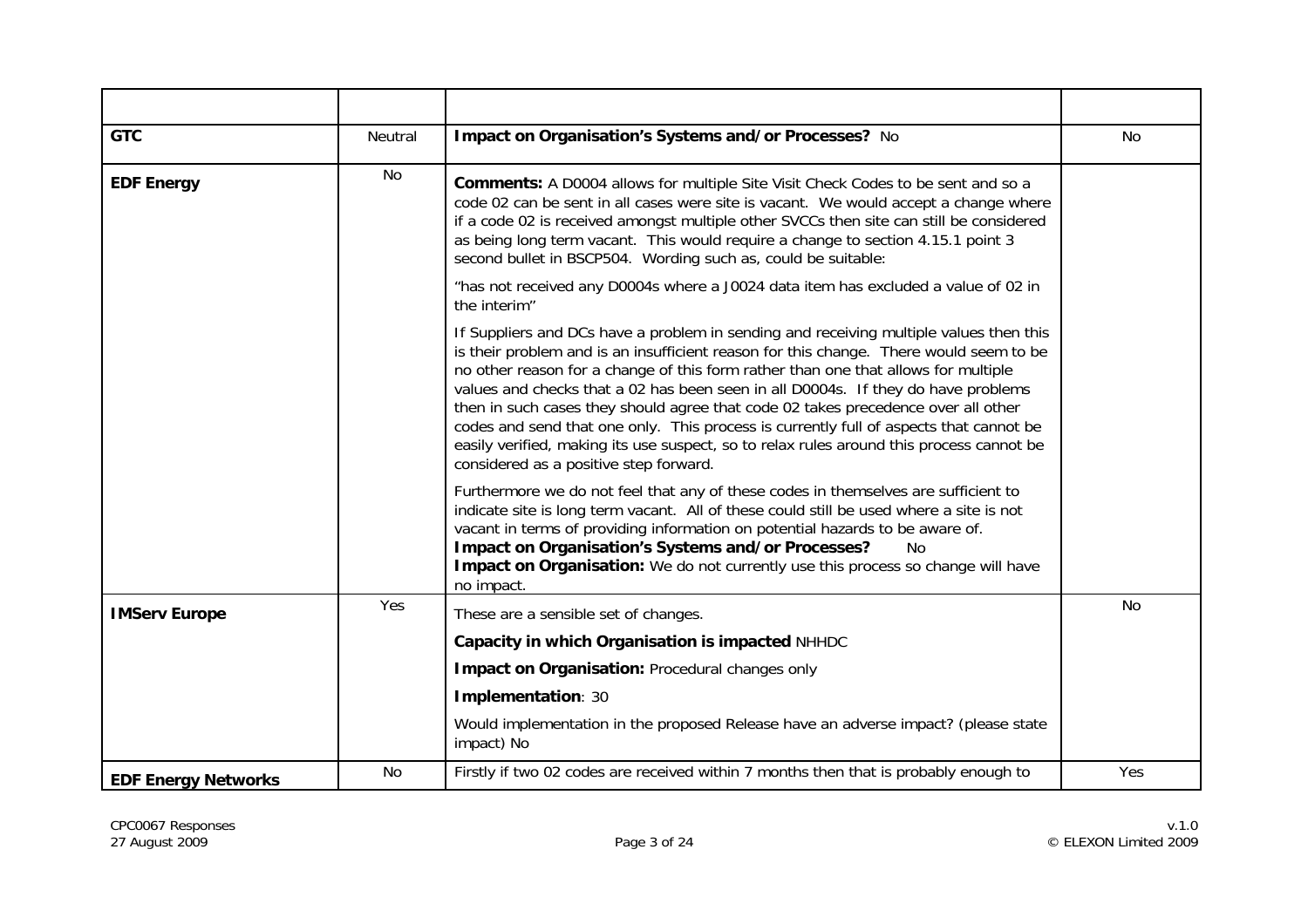| | | | |
|---|---|---|---|
| **GTC** | Neutral | **Impact on Organisation's Systems and/or Processes?** No | No |
| **EDF Energy** | No | **Comments:** A D0004 allows for multiple Site Visit Check Codes to be sent and so a code 02 can be sent in all cases were site is vacant. We would accept a change where if a code 02 is received amongst multiple other SVCCs then site can still be considered as being long term vacant. This would require a change to section 4.15.1 point 3 second bullet in BSCP504. Wording such as, could be suitable:<br><br>"has not received any D0004s where a J0024 data item has excluded a value of 02 in the interim"<br><br>If Suppliers and DCs have a problem in sending and receiving multiple values then this is their problem and is an insufficient reason for this change. There would seem to be no other reason for a change of this form rather than one that allows for multiple values and checks that a 02 has been seen in all D0004s. If they do have problems then in such cases they should agree that code 02 takes precedence over all other codes and send that one only. This process is currently full of aspects that cannot be easily verified, making its use suspect, so to relax rules around this process cannot be considered as a positive step forward.<br><br>Furthermore we do not feel that any of these codes in themselves are sufficient to indicate site is long term vacant. All of these could still be used where a site is not vacant in terms of providing information on potential hazards to be aware of.<br>**Impact on Organisation's Systems and/or Processes?** No<br>**Impact on Organisation:** We do not currently use this process so change will have no impact. | |
| **IMServ Europe** | Yes | These are a sensible set of changes.<br><br>**Capacity in which Organisation is impacted** NHHDC<br><br>**Impact on Organisation:** Procedural changes only<br><br>**Implementation**: 30<br><br>Would implementation in the proposed Release have an adverse impact? (please state impact) No | No |
| **EDF Energy Networks** | No | Firstly if two 02 codes are received within 7 months then that is probably enough to | Yes |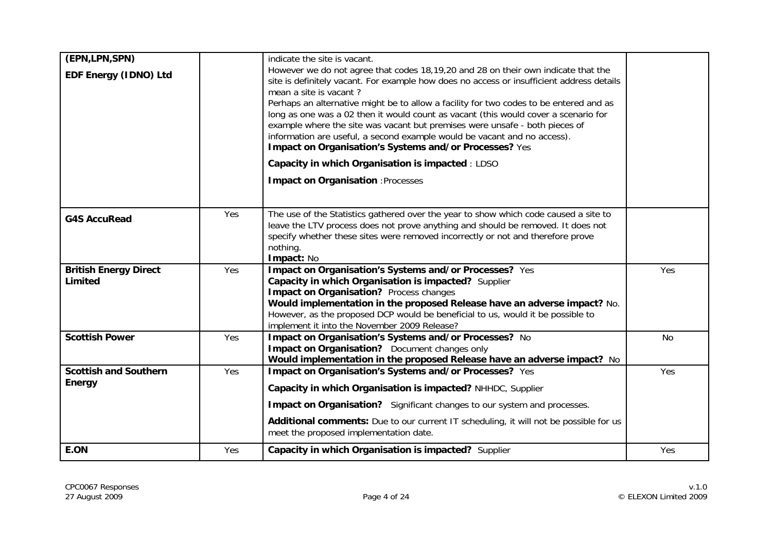| (EPN,LPN,SPN)<br>**EDF Energy (IDNO) Ltd** | | indicate the site is vacant.<br>However we do not agree that codes 18,19,20 and 28 on their own indicate that the site is definitely vacant. For example how does no access or insufficient address details mean a site is vacant ?<br>Perhaps an alternative might be to allow a facility for two codes to be entered and as long as one was a 02 then it would count as vacant (this would cover a scenario for example where the site was vacant but premises were unsafe - both pieces of information are useful, a second example would be vacant and no access).<br>**Impact on Organisation's Systems and/or Processes?** Yes<br>**Capacity in which Organisation is impacted** : LDSO<br>**Impact on Organisation** : Processes | |
|---|---|---|---|
| **G4S AccuRead** | Yes | The use of the Statistics gathered over the year to show which code caused a site to leave the LTV process does not prove anything and should be removed. It does not specify whether these sites were removed incorrectly or not and therefore prove nothing.<br>**Impact:** No | |
| **British Energy Direct Limited** | Yes | **Impact on Organisation's Systems and/or Processes?** Yes<br>**Capacity in which Organisation is impacted?** Supplier<br>**Impact on Organisation?** Process changes<br>**Would implementation in the proposed Release have an adverse impact?** No. However, as the proposed DCP would be beneficial to us, would it be possible to implement it into the November 2009 Release? | Yes |
| **Scottish Power** | Yes | **Impact on Organisation's Systems and/or Processes?** No<br>**Impact on Organisation?** Document changes only<br>**Would implementation in the proposed Release have an adverse impact?** No | No |
| **Scottish and Southern Energy** | Yes | **Impact on Organisation's Systems and/or Processes?** Yes<br>**Capacity in which Organisation is impacted?** NHHDC, Supplier<br>**Impact on Organisation?** Significant changes to our system and processes.<br>**Additional comments:** Due to our current IT scheduling, it will not be possible for us meet the proposed implementation date. | Yes |
| **E.ON** | Yes | **Capacity in which Organisation is impacted?** Supplier | Yes |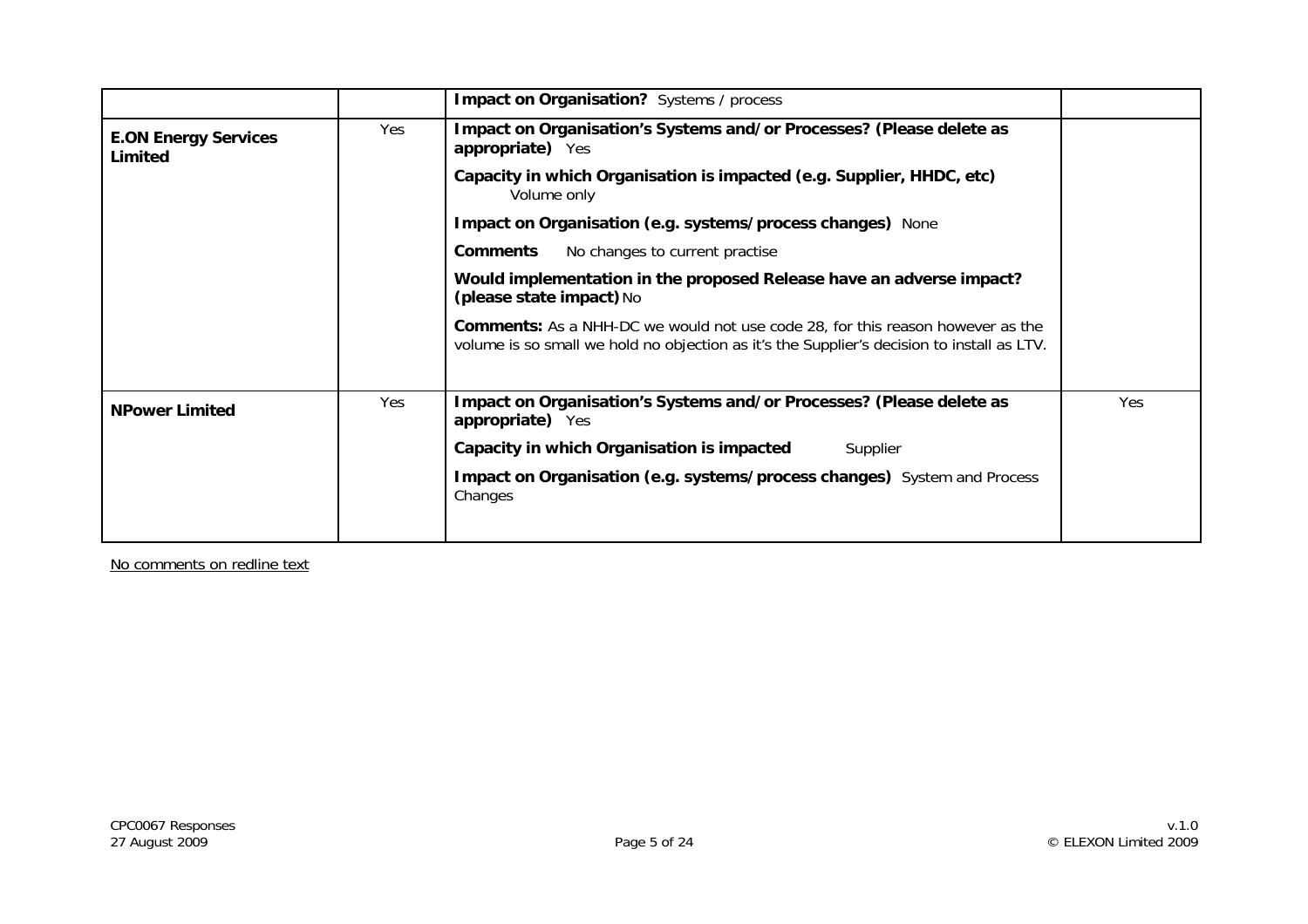| | | | |
|---|---|---|---|
| | | **Impact on Organisation?** Systems / process | |
| **E.ON Energy Services Limited** | Yes | **Impact on Organisation's Systems and/or Processes? (Please delete as appropriate)** Yes<br><br>**Capacity in which Organisation is impacted (e.g. Supplier, HHDC, etc)** Volume only<br><br>**Impact on Organisation (e.g. systems/process changes)** None<br><br>**Comments** No changes to current practise<br><br>**Would implementation in the proposed Release have an adverse impact? (please state impact)** No<br><br>**Comments:** As a NHH-DC we would not use code 28, for this reason however as the volume is so small we hold no objection as it's the Supplier's decision to install as LTV. | |
| **NPower Limited** | Yes | **Impact on Organisation's Systems and/or Processes? (Please delete as appropriate)** Yes<br><br>**Capacity in which Organisation is impacted** Supplier<br><br>**Impact on Organisation (e.g. systems/process changes)** System and Process Changes | Yes |

No comments on redline text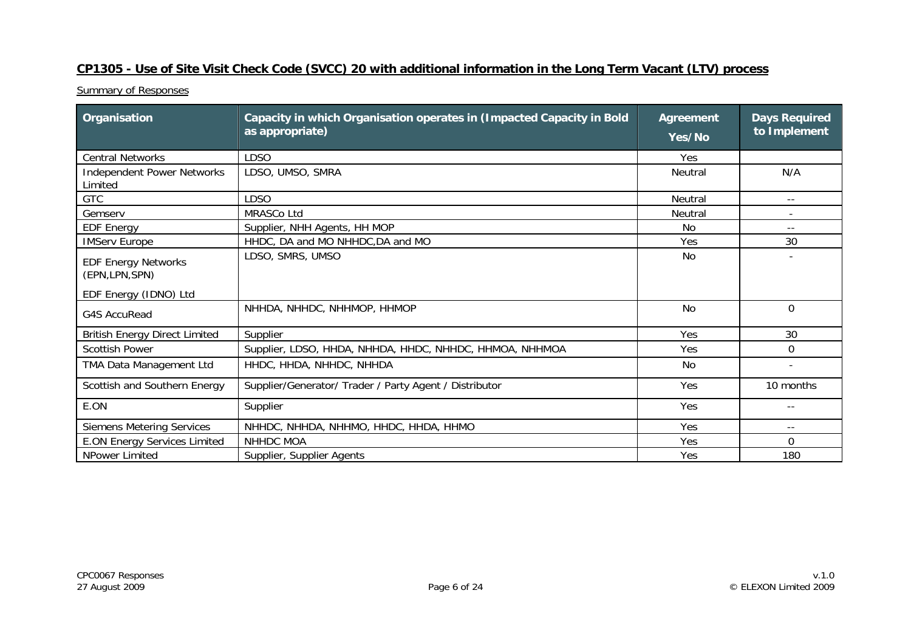## CP1305 - Use of Site Visit Check Code (SVCC) 20 with additional information in the Long Term Vacant (LTV) process

Summary of Responses

| Organisation | Capacity in which Organisation operates in (Impacted Capacity in Bold as appropriate) | Agreement Yes/No | Days Required to Implement |
|---|---|---|---|
| Central Networks | LDSO | Yes | |
| Independent Power Networks Limited | LDSO, UMSO, SMRA | Neutral | N/A |
| GTC | LDSO | Neutral | -- |
| Gemserv | MRASCo Ltd | Neutral | - |
| EDF Energy | Supplier, NHH Agents, HH MOP | No | -- |
| IMServ Europe | HHDC, DA and MO NHHDC,DA and MO | Yes | 30 |
| EDF Energy Networks (EPN,LPN,SPN)<br><br>EDF Energy (IDNO) Ltd | LDSO, SMRS, UMSO | No | - |
| G4S AccuRead | NHHDA, NHHDC, NHHMOP, HHMOP | No | 0 |
| British Energy Direct Limited | Supplier | Yes | 30 |
| Scottish Power | Supplier, LDSO, HHDA, NHHDA, HHDC, NHHDC, HHMOA, NHHMOA | Yes | 0 |
| TMA Data Management Ltd | HHDC, HHDA, NHHDC, NHHDA | No | - |
| Scottish and Southern Energy | Supplier/Generator/ Trader / Party Agent / Distributor | Yes | 10 months |
| E.ON | Supplier | Yes | -- |
| Siemens Metering Services | NHHDC, NHHDA, NHHMO, HHDC, HHDA, HHMO | Yes | -- |
| E.ON Energy Services Limited | NHHDC MOA | Yes | 0 |
| NPower Limited | Supplier, Supplier Agents | Yes | 180 |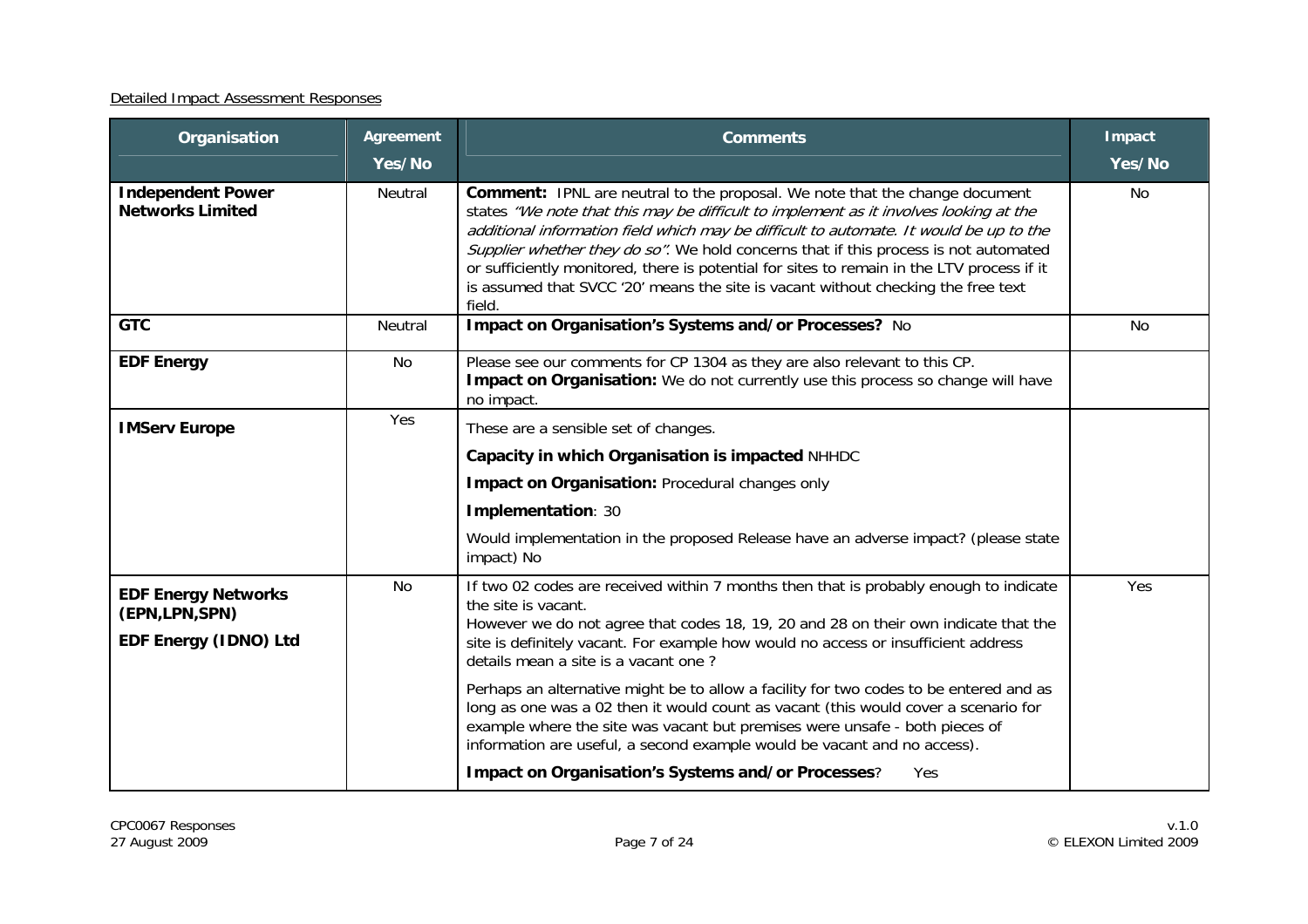Detailed Impact Assessment Responses

| Organisation | Agreement Yes/No | Comments | Impact Yes/No |
|---|---|---|---|
| **Independent Power Networks Limited** | Neutral | **Comment:** IPNL are neutral to the proposal. We note that the change document states *"We note that this may be difficult to implement as it involves looking at the additional information field which may be difficult to automate. It would be up to the Supplier whether they do so".* We hold concerns that if this process is not automated or sufficiently monitored, there is potential for sites to remain in the LTV process if it is assumed that SVCC '20' means the site is vacant without checking the free text field. | No |
| **GTC** | Neutral | **Impact on Organisation's Systems and/or Processes?** No | No |
| **EDF Energy** | No | Please see our comments for CP 1304 as they are also relevant to this CP.<br>**Impact on Organisation:** We do not currently use this process so change will have no impact. | |
| **IMServ Europe** | Yes | These are a sensible set of changes.<br>**Capacity in which Organisation is impacted** NHHDC<br>**Impact on Organisation:** Procedural changes only<br>**Implementation**: 30<br>Would implementation in the proposed Release have an adverse impact? (please state impact) No | |
| **EDF Energy Networks (EPN,LPN,SPN)**<br>**EDF Energy (IDNO) Ltd** | No | If two 02 codes are received within 7 months then that is probably enough to indicate the site is vacant.<br>However we do not agree that codes 18, 19, 20 and 28 on their own indicate that the site is definitely vacant. For example how would no access or insufficient address details mean a site is a vacant one ?<br>Perhaps an alternative might be to allow a facility for two codes to be entered and as long as one was a 02 then it would count as vacant (this would cover a scenario for example where the site was vacant but premises were unsafe - both pieces of information are useful, a second example would be vacant and no access).<br>**Impact on Organisation's Systems and/or Processes**? Yes | Yes |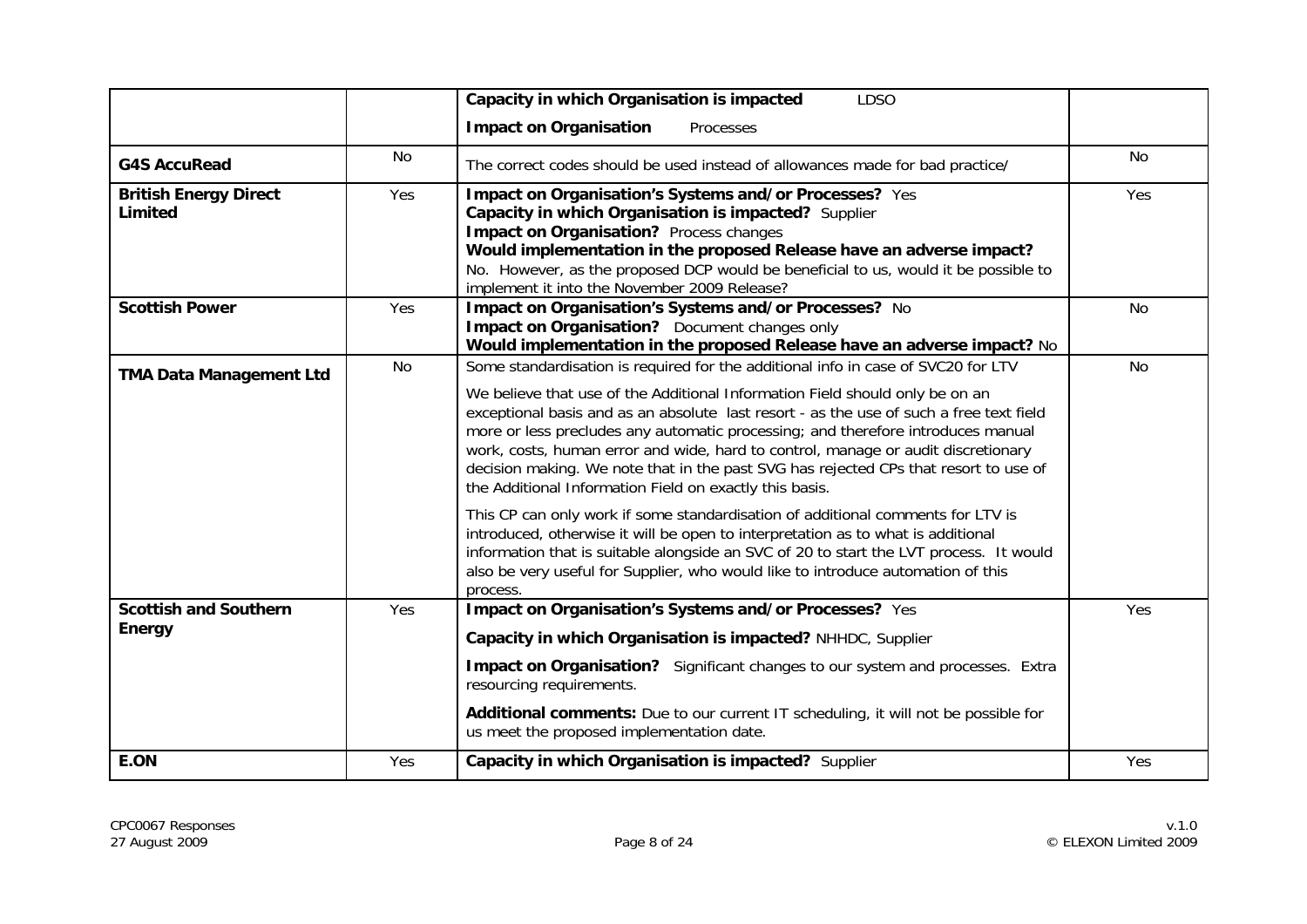| | | | |
|---|---|---|---|
| | | **Capacity in which Organisation is impacted** LDSO<br><br>**Impact on Organisation** Processes | |
| **G4S AccuRead** | No | The correct codes should be used instead of allowances made for bad practice/ | No |
| **British Energy Direct Limited** | Yes | **Impact on Organisation's Systems and/or Processes?** Yes<br>**Capacity in which Organisation is impacted?** Supplier<br>**Impact on Organisation?** Process changes<br>**Would implementation in the proposed Release have an adverse impact?**<br>No. However, as the proposed DCP would be beneficial to us, would it be possible to implement it into the November 2009 Release? | Yes |
| **Scottish Power** | Yes | **Impact on Organisation's Systems and/or Processes?** No<br>**Impact on Organisation?** Document changes only<br>**Would implementation in the proposed Release have an adverse impact?** No | No |
| **TMA Data Management Ltd** | No | Some standardisation is required for the additional info in case of SVC20 for LTV<br><br>We believe that use of the Additional Information Field should only be on an exceptional basis and as an absolute last resort - as the use of such a free text field more or less precludes any automatic processing; and therefore introduces manual work, costs, human error and wide, hard to control, manage or audit discretionary decision making. We note that in the past SVG has rejected CPs that resort to use of the Additional Information Field on exactly this basis.<br><br>This CP can only work if some standardisation of additional comments for LTV is introduced, otherwise it will be open to interpretation as to what is additional information that is suitable alongside an SVC of 20 to start the LVT process. It would also be very useful for Supplier, who would like to introduce automation of this process. | No |
| **Scottish and Southern Energy** | Yes | **Impact on Organisation's Systems and/or Processes?** Yes<br><br>**Capacity in which Organisation is impacted?** NHHDC, Supplier<br><br>**Impact on Organisation?** Significant changes to our system and processes. Extra resourcing requirements.<br><br>**Additional comments:** Due to our current IT scheduling, it will not be possible for us meet the proposed implementation date. | Yes |
| **E.ON** | Yes | **Capacity in which Organisation is impacted?** Supplier | Yes |

CPC0067 Responses
27 August 2009

v.1.0
© ELEXON Limited 2009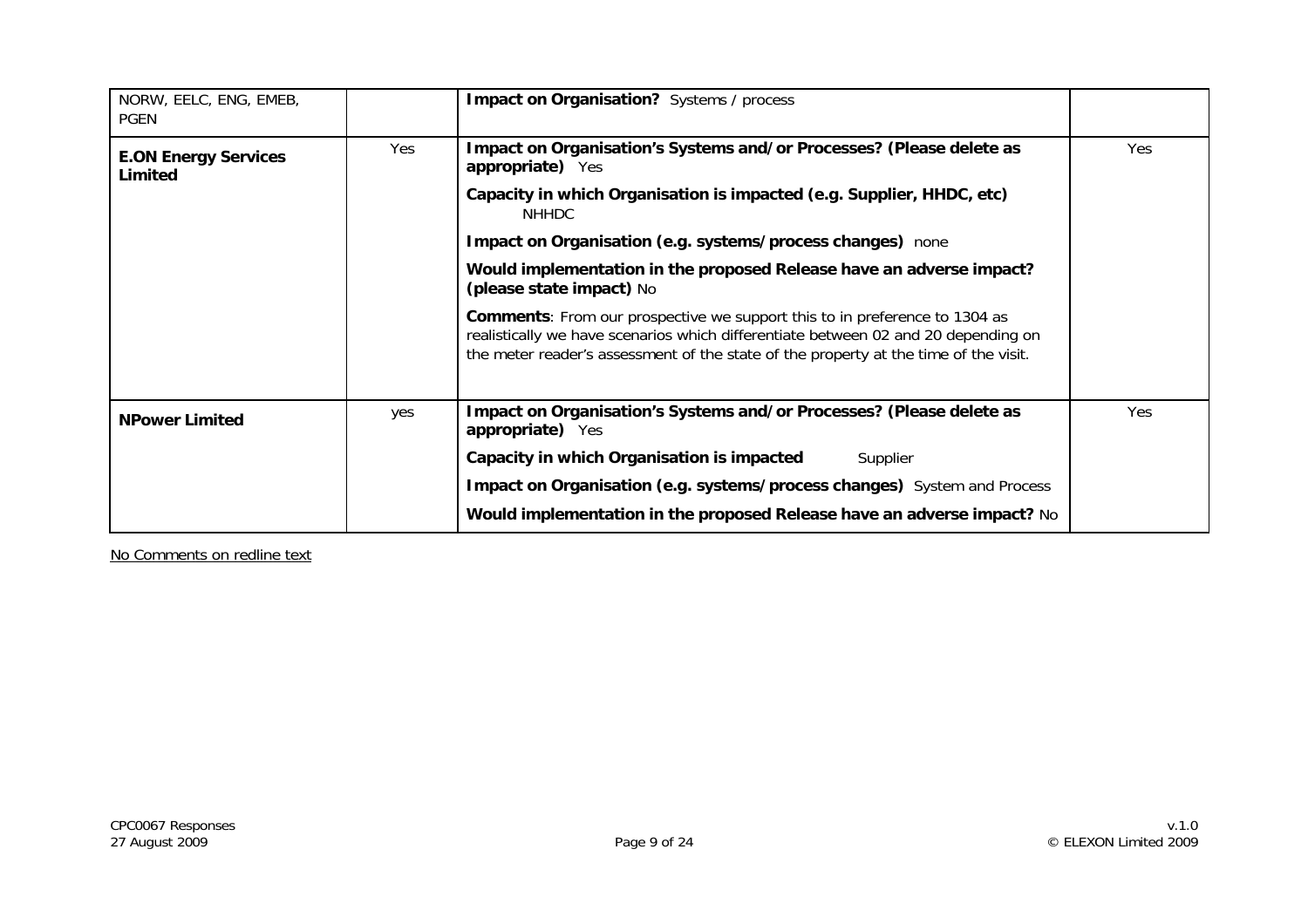| | | | |
|---|---|---|---|
| NORW, EELC, ENG, EMEB, PGEN | | **Impact on Organisation?** Systems / process | |
| **E.ON Energy Services Limited** | Yes | **Impact on Organisation's Systems and/or Processes? (Please delete as appropriate)** Yes<br><br>**Capacity in which Organisation is impacted (e.g. Supplier, HHDC, etc)** NHHDC<br><br>**Impact on Organisation (e.g. systems/process changes)** none<br><br>**Would implementation in the proposed Release have an adverse impact? (please state impact)** No<br><br>**Comments**: From our prospective we support this to in preference to 1304 as realistically we have scenarios which differentiate between 02 and 20 depending on the meter reader's assessment of the state of the property at the time of the visit. | Yes |
| **NPower Limited** | yes | **Impact on Organisation's Systems and/or Processes? (Please delete as appropriate)** Yes<br><br>**Capacity in which Organisation is impacted** Supplier<br><br>**Impact on Organisation (e.g. systems/process changes)** System and Process<br><br>**Would implementation in the proposed Release have an adverse impact?** No | Yes |

No Comments on redline text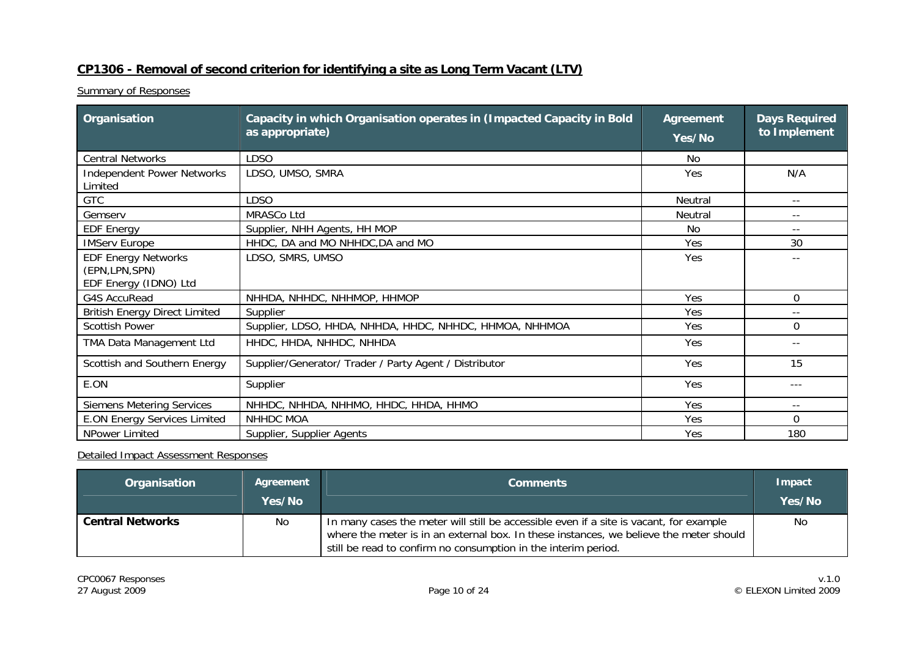## CP1306 - Removal of second criterion for identifying a site as Long Term Vacant (LTV)

Summary of Responses

| Organisation | Capacity in which Organisation operates in (Impacted Capacity in Bold as appropriate) | Agreement Yes/No | Days Required to Implement |
|---|---|---|---|
| Central Networks | LDSO | No | |
| Independent Power Networks Limited | LDSO, UMSO, SMRA | Yes | N/A |
| GTC | LDSO | Neutral | -- |
| Gemserv | MRASCo Ltd | Neutral | -- |
| EDF Energy | Supplier, NHH Agents, HH MOP | No | -- |
| IMServ Europe | HHDC, DA and MO NHHDC,DA and MO | Yes | 30 |
| EDF Energy Networks (EPN,LPN,SPN) EDF Energy (IDNO) Ltd | LDSO, SMRS, UMSO | Yes | -- |
| G4S AccuRead | NHHDA, NHHDC, NHHMOP, HHMOP | Yes | 0 |
| British Energy Direct Limited | Supplier | Yes | -- |
| Scottish Power | Supplier, LDSO, HHDA, NHHDA, HHDC, NHHDC, HHMOA, NHHMOA | Yes | 0 |
| TMA Data Management Ltd | HHDC, HHDA, NHHDC, NHHDA | Yes | -- |
| Scottish and Southern Energy | Supplier/Generator/ Trader / Party Agent / Distributor | Yes | 15 |
| E.ON | Supplier | Yes | --- |
| Siemens Metering Services | NHHDC, NHHDA, NHHMO, HHDC, HHDA, HHMO | Yes | -- |
| E.ON Energy Services Limited | NHHDC MOA | Yes | 0 |
| NPower Limited | Supplier, Supplier Agents | Yes | 180 |

Detailed Impact Assessment Responses

| Organisation | Agreement Yes/No | Comments | Impact Yes/No |
|---|---|---|---|
| **Central Networks** | No | In many cases the meter will still be accessible even if a site is vacant, for example where the meter is in an external box. In these instances, we believe the meter should still be read to confirm no consumption in the interim period. | No |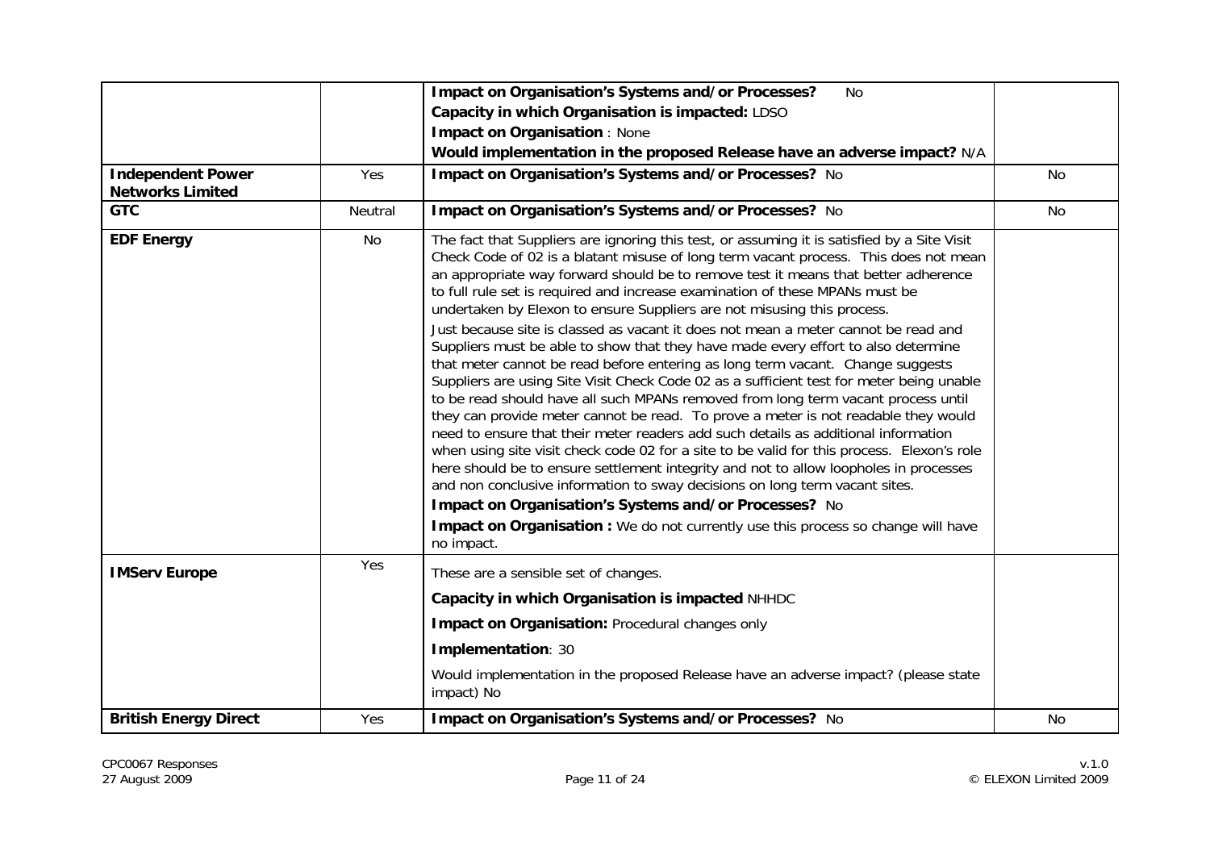|  |  |  |  |
|---|---|---|---|
|  |  | **Impact on Organisation's Systems and/or Processes?** No<br>**Capacity in which Organisation is impacted:** LDSO<br>**Impact on Organisation** : None<br>**Would implementation in the proposed Release have an adverse impact?** N/A |  |
| **Independent Power Networks Limited** | Yes | **Impact on Organisation's Systems and/or Processes?** No | No |
| **GTC** | Neutral | **Impact on Organisation's Systems and/or Processes?** No | No |
| **EDF Energy** | No | The fact that Suppliers are ignoring this test, or assuming it is satisfied by a Site Visit Check Code of 02 is a blatant misuse of long term vacant process. This does not mean an appropriate way forward should be to remove test it means that better adherence to full rule set is required and increase examination of these MPANs must be undertaken by Elexon to ensure Suppliers are not misusing this process.<br>Just because site is classed as vacant it does not mean a meter cannot be read and Suppliers must be able to show that they have made every effort to also determine that meter cannot be read before entering as long term vacant. Change suggests Suppliers are using Site Visit Check Code 02 as a sufficient test for meter being unable to be read should have all such MPANs removed from long term vacant process until they can provide meter cannot be read. To prove a meter is not readable they would need to ensure that their meter readers add such details as additional information when using site visit check code 02 for a site to be valid for this process. Elexon's role here should be to ensure settlement integrity and not to allow loopholes in processes and non conclusive information to sway decisions on long term vacant sites.<br>**Impact on Organisation's Systems and/or Processes?** No<br>**Impact on Organisation :** We do not currently use this process so change will have no impact. |  |
| **IMServ Europe** | Yes | These are a sensible set of changes.<br>**Capacity in which Organisation is impacted** NHHDC<br>**Impact on Organisation:** Procedural changes only<br>**Implementation**: 30<br>Would implementation in the proposed Release have an adverse impact? (please state impact) No |  |
| **British Energy Direct** | Yes | **Impact on Organisation's Systems and/or Processes?** No | No |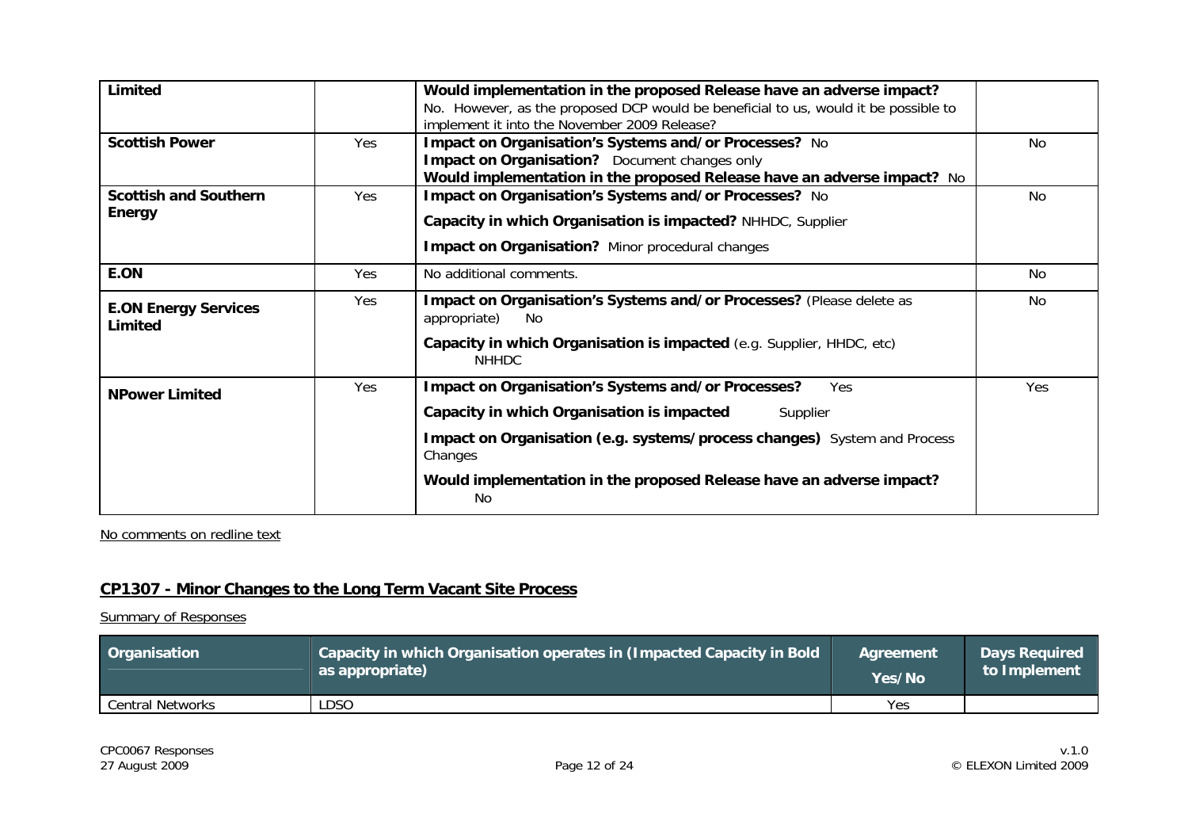| | | | |
|---|---|---|---|
| **Limited** | | **Would implementation in the proposed Release have an adverse impact?** No. However, as the proposed DCP would be beneficial to us, would it be possible to implement it into the November 2009 Release? | |
| **Scottish Power** | Yes | **Impact on Organisation's Systems and/or Processes?** No<br>**Impact on Organisation?** Document changes only<br>**Would implementation in the proposed Release have an adverse impact?** No | No |
| **Scottish and Southern Energy** | Yes | **Impact on Organisation's Systems and/or Processes?** No<br>**Capacity in which Organisation is impacted?** NHHDC, Supplier<br>**Impact on Organisation?** Minor procedural changes | No |
| **E.ON** | Yes | No additional comments. | No |
| **E.ON Energy Services Limited** | Yes | **Impact on Organisation's Systems and/or Processes?** (Please delete as appropriate) No<br>**Capacity in which Organisation is impacted** (e.g. Supplier, HHDC, etc) NHHDC | No |
| **NPower Limited** | Yes | **Impact on Organisation's Systems and/or Processes?** Yes<br>**Capacity in which Organisation is impacted** Supplier<br>**Impact on Organisation (e.g. systems/process changes)** System and Process Changes<br>**Would implementation in the proposed Release have an adverse impact?** No | Yes |

No comments on redline text

## CP1307 - Minor Changes to the Long Term Vacant Site Process

Summary of Responses

| Organisation | Capacity in which Organisation operates in (Impacted Capacity in Bold as appropriate) | Agreement Yes/No | Days Required to Implement |
|---|---|---|---|
| Central Networks | LDSO | Yes | |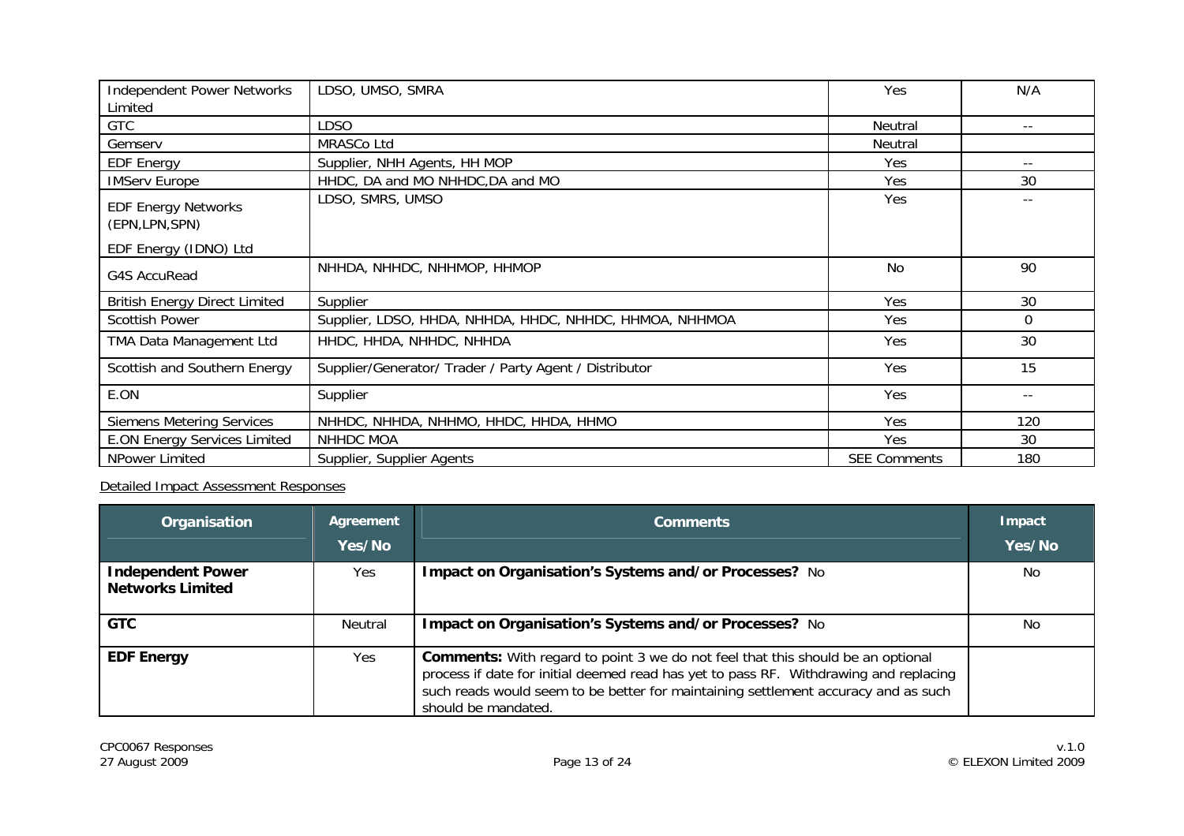| | | | |
|---|---|---|---|
| Independent Power Networks Limited | LDSO, UMSO, SMRA | Yes | N/A |
| GTC | LDSO | Neutral | -- |
| Gemserv | MRASCo Ltd | Neutral | |
| EDF Energy | Supplier, NHH Agents, HH MOP | Yes | -- |
| IMServ Europe | HHDC, DA and MO NHHDC,DA and MO | Yes | 30 |
| EDF Energy Networks (EPN,LPN,SPN)<br><br>EDF Energy (IDNO) Ltd | LDSO, SMRS, UMSO | Yes | -- |
| G4S AccuRead | NHHDA, NHHDC, NHHMOP, HHMOP | No | 90 |
| British Energy Direct Limited | Supplier | Yes | 30 |
| Scottish Power | Supplier, LDSO, HHDA, NHHDA, HHDC, NHHDC, HHMOA, NHHMOA | Yes | 0 |
| TMA Data Management Ltd | HHDC, HHDA, NHHDC, NHHDA | Yes | 30 |
| Scottish and Southern Energy | Supplier/Generator/ Trader / Party Agent / Distributor | Yes | 15 |
| E.ON | Supplier | Yes | -- |
| Siemens Metering Services | NHHDC, NHHDA, NHHMO, HHDC, HHDA, HHMO | Yes | 120 |
| E.ON Energy Services Limited | NHHDC MOA | Yes | 30 |
| NPower Limited | Supplier, Supplier Agents | SEE Comments | 180 |

Detailed Impact Assessment Responses

| Organisation | Agreement Yes/No | Comments | Impact Yes/No |
|---|---|---|---|
| **Independent Power Networks Limited** | Yes | **Impact on Organisation's Systems and/or Processes?** No | No |
| **GTC** | Neutral | **Impact on Organisation's Systems and/or Processes?** No | No |
| **EDF Energy** | Yes | **Comments:** With regard to point 3 we do not feel that this should be an optional process if date for initial deemed read has yet to pass RF. Withdrawing and replacing such reads would seem to be better for maintaining settlement accuracy and as such should be mandated. | |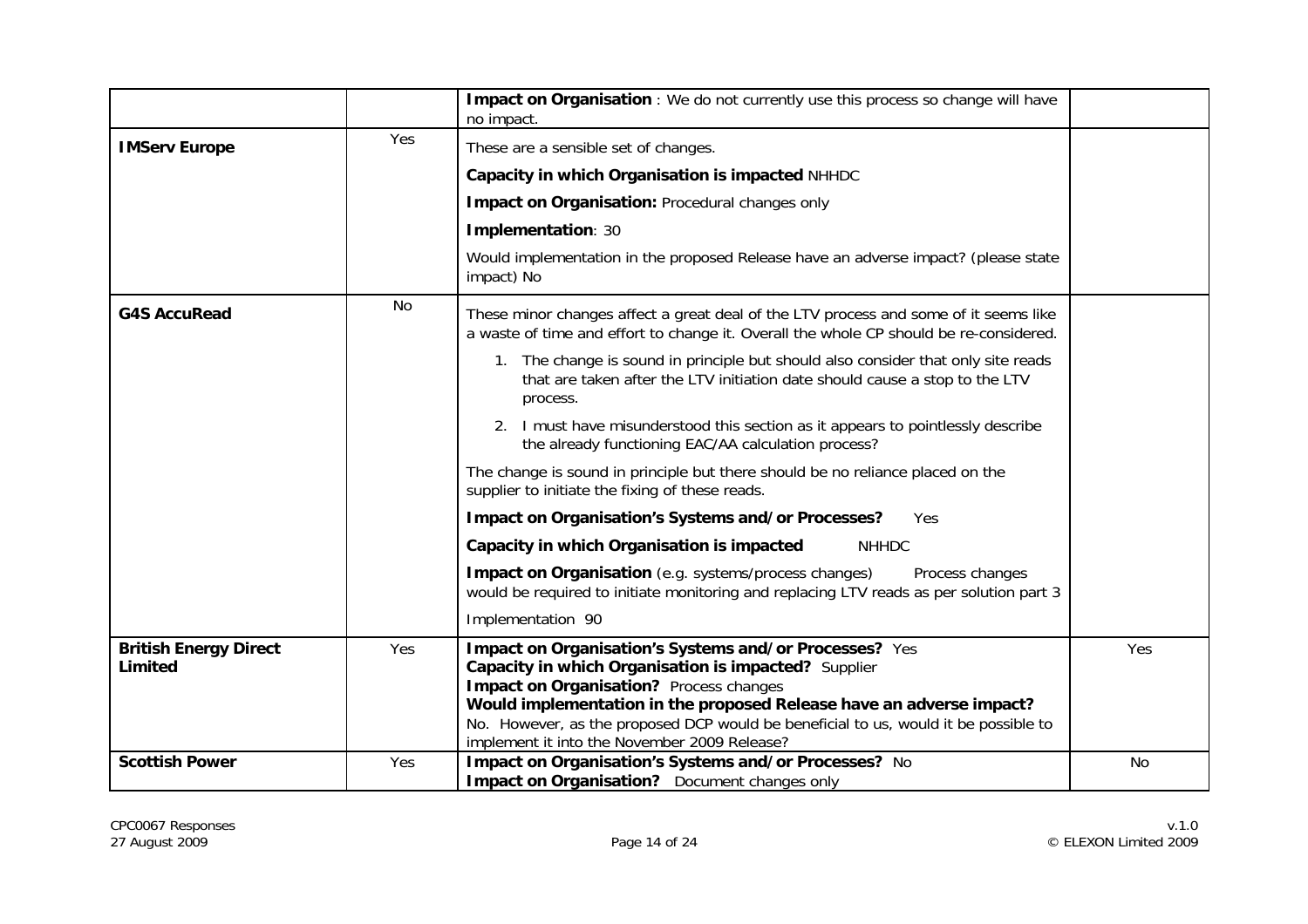| | | | |
|---|---|---|---|
| | | **Impact on Organisation** : We do not currently use this process so change will have no impact. | |
| **IMServ Europe** | Yes | These are a sensible set of changes.<br>**Capacity in which Organisation is impacted** NHHDC<br>**Impact on Organisation:** Procedural changes only<br>**Implementation**: 30<br>Would implementation in the proposed Release have an adverse impact? (please state impact) No | |
| **G4S AccuRead** | No | These minor changes affect a great deal of the LTV process and some of it seems like a waste of time and effort to change it. Overall the whole CP should be re-considered.<br>1. The change is sound in principle but should also consider that only site reads that are taken after the LTV initiation date should cause a stop to the LTV process.<br>2. I must have misunderstood this section as it appears to pointlessly describe the already functioning EAC/AA calculation process?<br>The change is sound in principle but there should be no reliance placed on the supplier to initiate the fixing of these reads.<br>**Impact on Organisation's Systems and/or Processes?** Yes<br>**Capacity in which Organisation is impacted** NHHDC<br>**Impact on Organisation** (e.g. systems/process changes) Process changes would be required to initiate monitoring and replacing LTV reads as per solution part 3<br>Implementation 90 | |
| **British Energy Direct Limited** | Yes | **Impact on Organisation's Systems and/or Processes?** Yes<br>**Capacity in which Organisation is impacted?** Supplier<br>**Impact on Organisation?** Process changes<br>**Would implementation in the proposed Release have an adverse impact?**<br>No. However, as the proposed DCP would be beneficial to us, would it be possible to implement it into the November 2009 Release? | Yes |
| **Scottish Power** | Yes | **Impact on Organisation's Systems and/or Processes?** No<br>**Impact on Organisation?** Document changes only | No |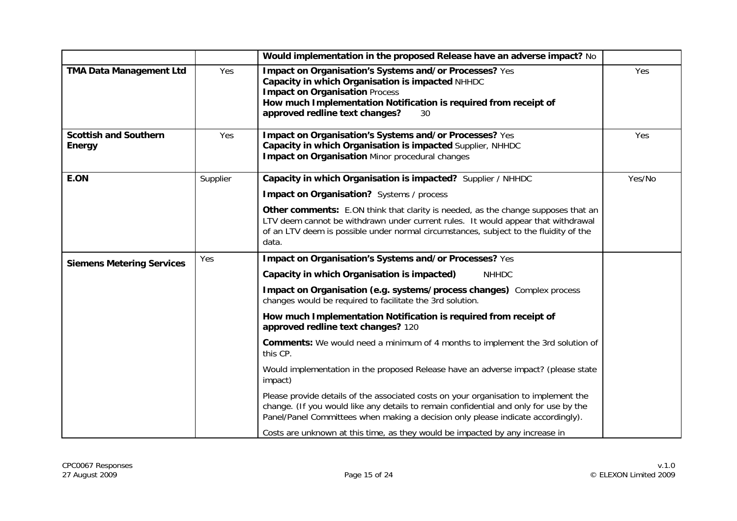| | | | |
|---|---|---|---|
| | | **Would implementation in the proposed Release have an adverse impact?** No | |
| **TMA Data Management Ltd** | Yes | **Impact on Organisation's Systems and/or Processes?** Yes<br>**Capacity in which Organisation is impacted** NHHDC<br>**Impact on Organisation** Process<br>**How much Implementation Notification is required from receipt of approved redline text changes?** 30 | Yes |
| **Scottish and Southern Energy** | Yes | **Impact on Organisation's Systems and/or Processes?** Yes<br>**Capacity in which Organisation is impacted** Supplier, NHHDC<br>**Impact on Organisation** Minor procedural changes | Yes |
| **E.ON** | Supplier | **Capacity in which Organisation is impacted?** Supplier / NHHDC<br>**Impact on Organisation?** Systems / process<br>**Other comments:** E.ON think that clarity is needed, as the change supposes that an LTV deem cannot be withdrawn under current rules. It would appear that withdrawal of an LTV deem is possible under normal circumstances, subject to the fluidity of the data. | Yes/No |
| **Siemens Metering Services** | Yes | **Impact on Organisation's Systems and/or Processes?** Yes<br>**Capacity in which Organisation is impacted)** NHHDC<br>**Impact on Organisation (e.g. systems/process changes)** Complex process changes would be required to facilitate the 3rd solution.<br>**How much Implementation Notification is required from receipt of approved redline text changes?** 120<br>**Comments:** We would need a minimum of 4 months to implement the 3rd solution of this CP.<br>Would implementation in the proposed Release have an adverse impact? (please state impact)<br>Please provide details of the associated costs on your organisation to implement the change. (If you would like any details to remain confidential and only for use by the Panel/Panel Committees when making a decision only please indicate accordingly).<br>Costs are unknown at this time, as they would be impacted by any increase in | |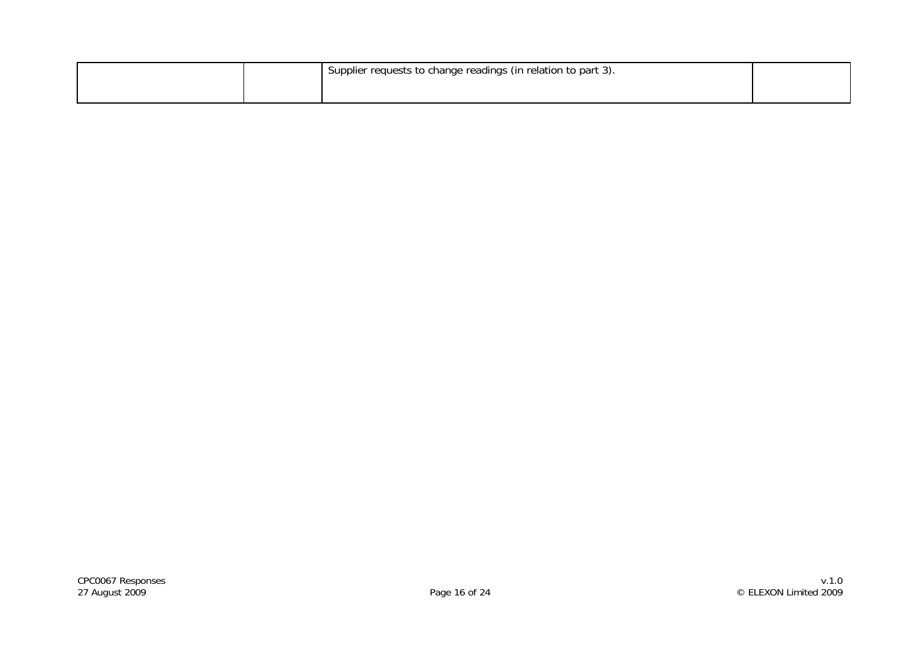| | | | |
|---|---|---|---|
| | | Supplier requests to change readings (in relation to part 3). | |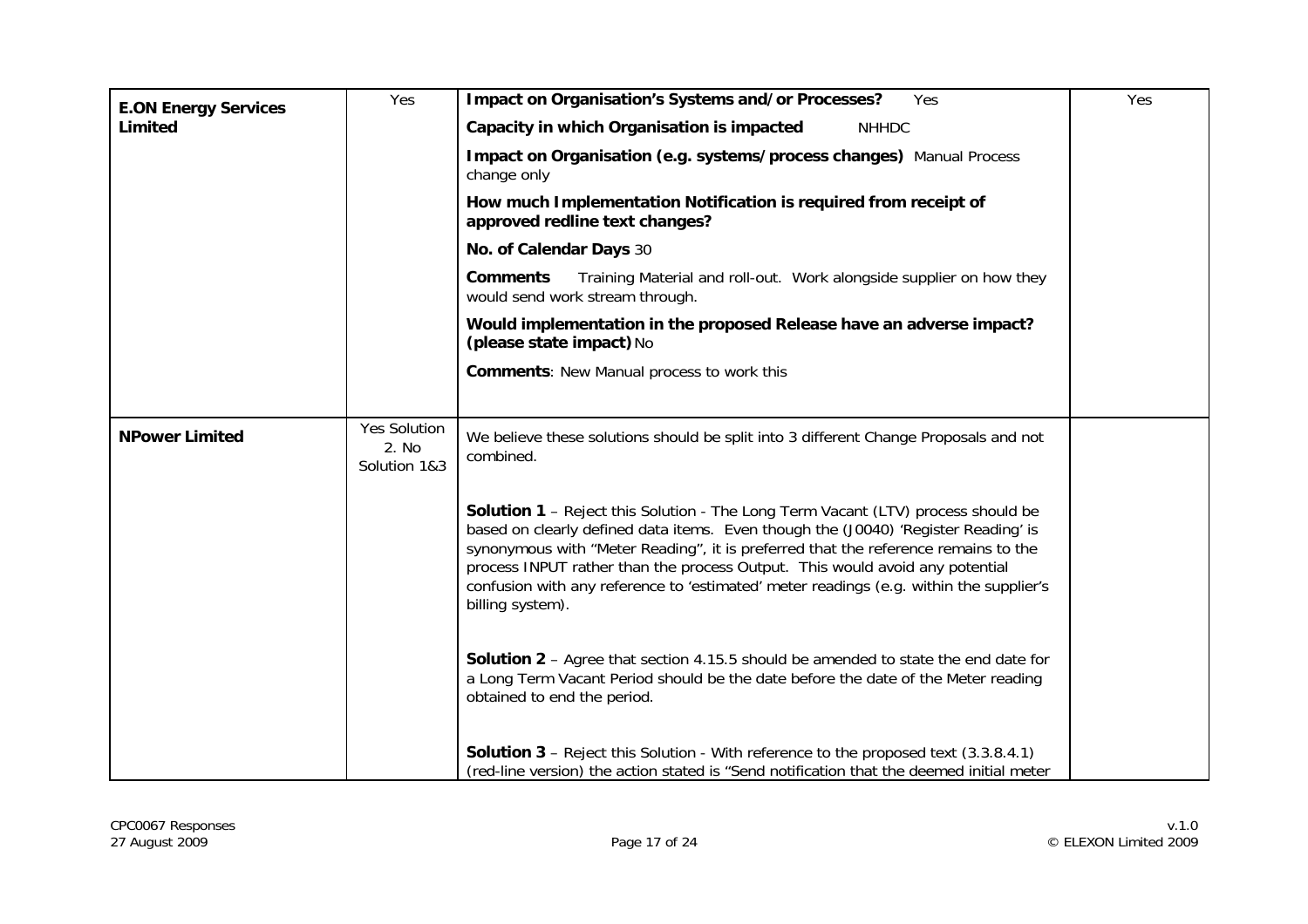| | | | |
|---|---|---|---|
| **E.ON Energy Services Limited** | Yes | **Impact on Organisation's Systems and/or Processes?** Yes<br><br>**Capacity in which Organisation is impacted** NHHDC<br><br>**Impact on Organisation (e.g. systems/process changes)** Manual Process change only<br><br>**How much Implementation Notification is required from receipt of approved redline text changes?**<br><br>**No. of Calendar Days** 30<br><br>**Comments** Training Material and roll-out. Work alongside supplier on how they would send work stream through.<br><br>**Would implementation in the proposed Release have an adverse impact? (please state impact)** No<br><br>**Comments**: New Manual process to work this | Yes |
| **NPower Limited** | Yes Solution 2. No Solution 1&3 | We believe these solutions should be split into 3 different Change Proposals and not combined.<br><br>**Solution 1** – Reject this Solution - The Long Term Vacant (LTV) process should be based on clearly defined data items. Even though the (J0040) 'Register Reading' is synonymous with "Meter Reading", it is preferred that the reference remains to the process INPUT rather than the process Output. This would avoid any potential confusion with any reference to 'estimated' meter readings (e.g. within the supplier's billing system).<br><br>**Solution 2** – Agree that section 4.15.5 should be amended to state the end date for a Long Term Vacant Period should be the date before the date of the Meter reading obtained to end the period.<br><br>**Solution 3** – Reject this Solution - With reference to the proposed text (3.3.8.4.1) (red-line version) the action stated is "Send notification that the deemed initial meter | |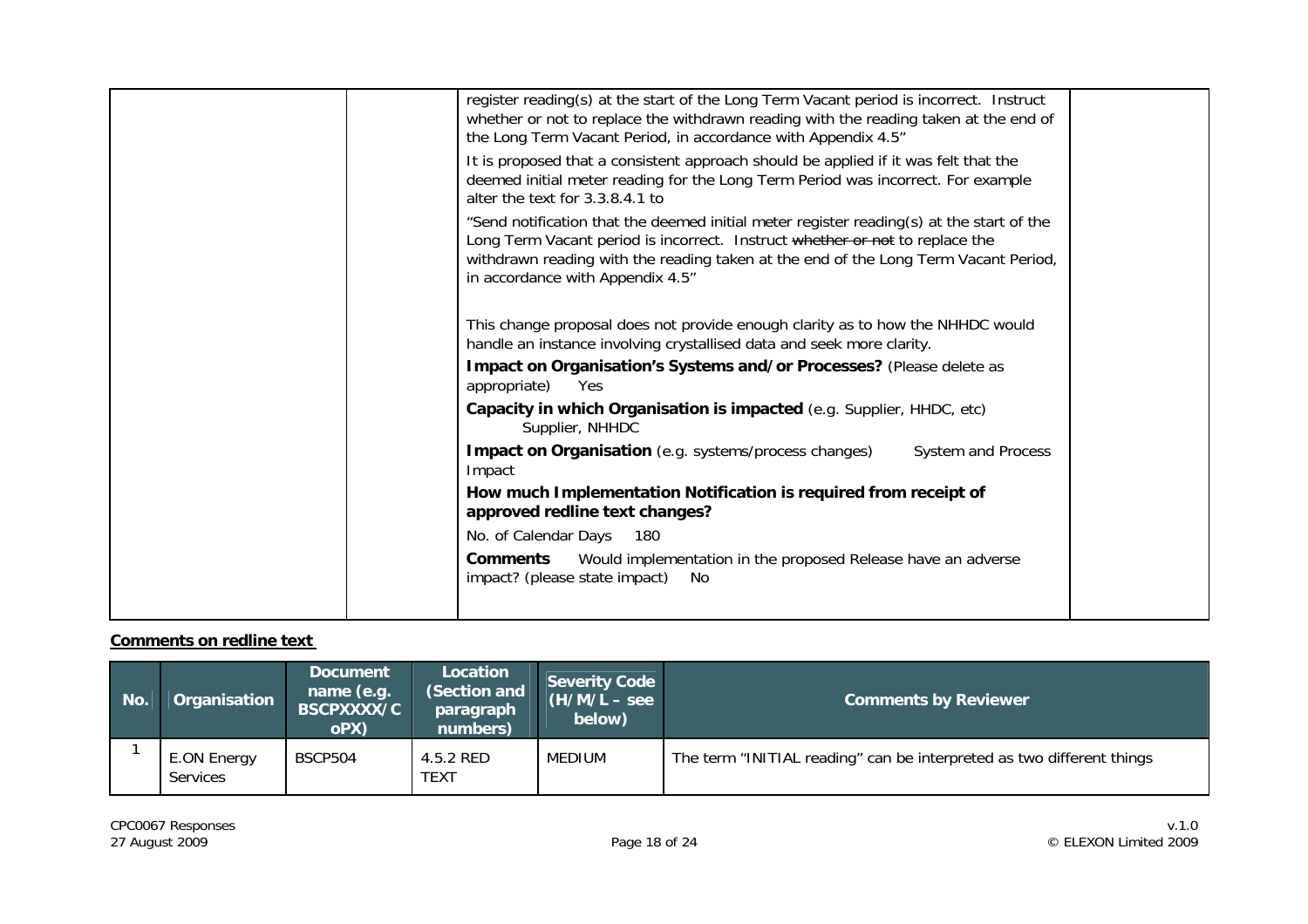| | | | |
|---|---|---|---|
| | | register reading(s) at the start of the Long Term Vacant period is incorrect. Instruct whether or not to replace the withdrawn reading with the reading taken at the end of the Long Term Vacant Period, in accordance with Appendix 4.5"<br><br>It is proposed that a consistent approach should be applied if it was felt that the deemed initial meter reading for the Long Term Period was incorrect. For example alter the text for 3.3.8.4.1 to<br><br>"Send notification that the deemed initial meter register reading(s) at the start of the Long Term Vacant period is incorrect. Instruct ~~whether or not~~ to replace the withdrawn reading with the reading taken at the end of the Long Term Vacant Period, in accordance with Appendix 4.5"<br><br>This change proposal does not provide enough clarity as to how the NHHDC would handle an instance involving crystallised data and seek more clarity.<br><br>**Impact on Organisation's Systems and/or Processes?** (Please delete as appropriate) Yes<br><br>**Capacity in which Organisation is impacted** (e.g. Supplier, HHDC, etc) Supplier, NHHDC<br><br>**Impact on Organisation** (e.g. systems/process changes) System and Process Impact<br><br>**How much Implementation Notification is required from receipt of approved redline text changes?**<br><br>No. of Calendar Days 180<br><br>**Comments** Would implementation in the proposed Release have an adverse impact? (please state impact) No | |

**Comments on redline text**

| No. | Organisation | Document name (e.g. BSCPXXXX/CoPX) | Location (Section and paragraph numbers) | Severity Code (H/M/L – see below) | Comments by Reviewer |
|---|---|---|---|---|---|
| 1 | E.ON Energy Services | BSCP504 | 4.5.2 RED TEXT | MEDIUM | The term "INITIAL reading" can be interpreted as two different things |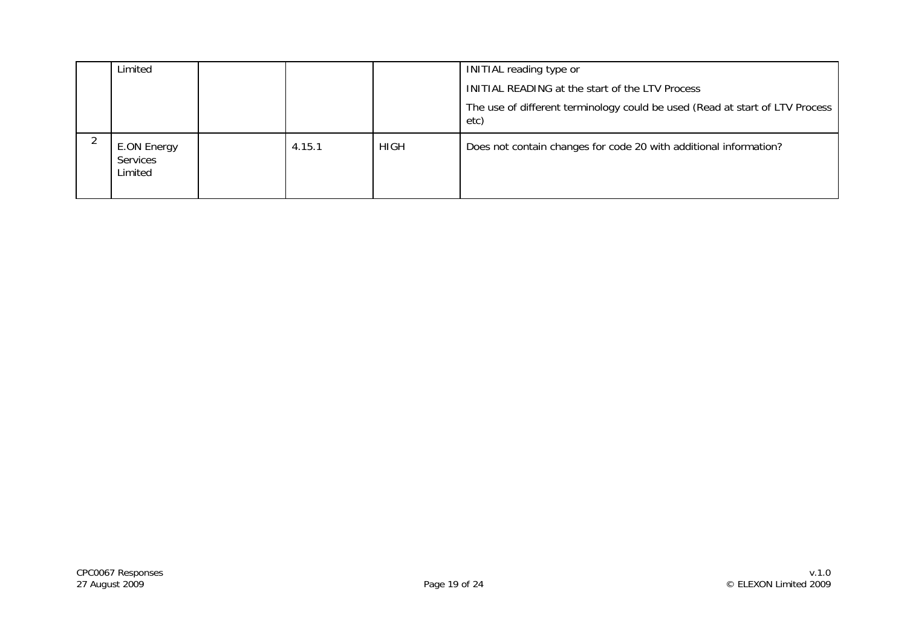| | | | | | |
|---|---|---|---|---|---|
| | Limited | | | | INITIAL reading type or<br><br>INITIAL READING at the start of the LTV Process<br><br>The use of different terminology could be used (Read at start of LTV Process etc) |
| 2 | E.ON Energy Services Limited | | 4.15.1 | HIGH | Does not contain changes for code 20 with additional information? |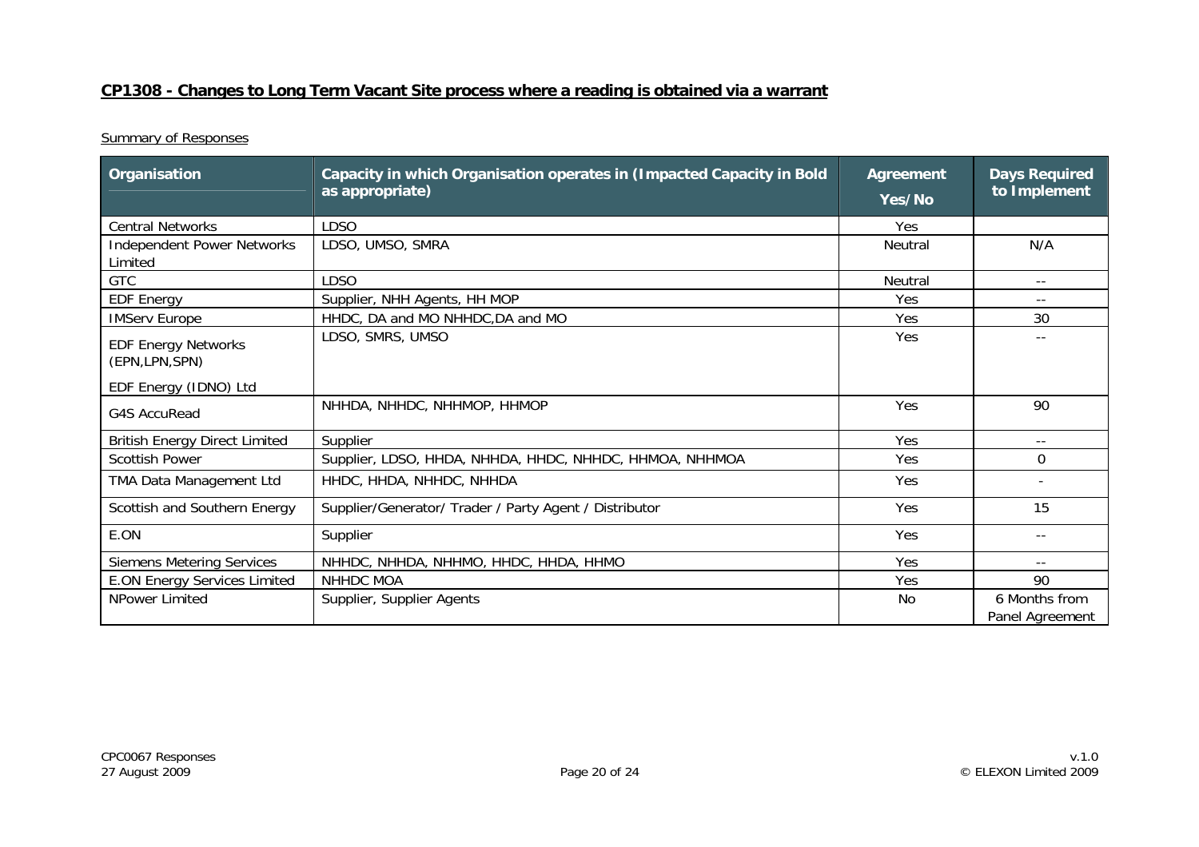## CP1308 - Changes to Long Term Vacant Site process where a reading is obtained via a warrant

Summary of Responses

| Organisation | Capacity in which Organisation operates in (Impacted Capacity in Bold as appropriate) | Agreement Yes/No | Days Required to Implement |
|---|---|---|---|
| Central Networks | LDSO | Yes | |
| Independent Power Networks Limited | LDSO, UMSO, SMRA | Neutral | N/A |
| GTC | LDSO | Neutral | -- |
| EDF Energy | Supplier, NHH Agents, HH MOP | Yes | -- |
| IMServ Europe | HHDC, DA and MO NHHDC,DA and MO | Yes | 30 |
| EDF Energy Networks (EPN,LPN,SPN) EDF Energy (IDNO) Ltd | LDSO, SMRS, UMSO | Yes | -- |
| G4S AccuRead | NHHDA, NHHDC, NHHMOP, HHMOP | Yes | 90 |
| British Energy Direct Limited | Supplier | Yes | -- |
| Scottish Power | Supplier, LDSO, HHDA, NHHDA, HHDC, NHHDC, HHMOA, NHHMOA | Yes | 0 |
| TMA Data Management Ltd | HHDC, HHDA, NHHDC, NHHDA | Yes | - |
| Scottish and Southern Energy | Supplier/Generator/ Trader / Party Agent / Distributor | Yes | 15 |
| E.ON | Supplier | Yes | -- |
| Siemens Metering Services | NHHDC, NHHDA, NHHMO, HHDC, HHDA, HHMO | Yes | -- |
| E.ON Energy Services Limited | NHHDC MOA | Yes | 90 |
| NPower Limited | Supplier, Supplier Agents | No | 6 Months from Panel Agreement |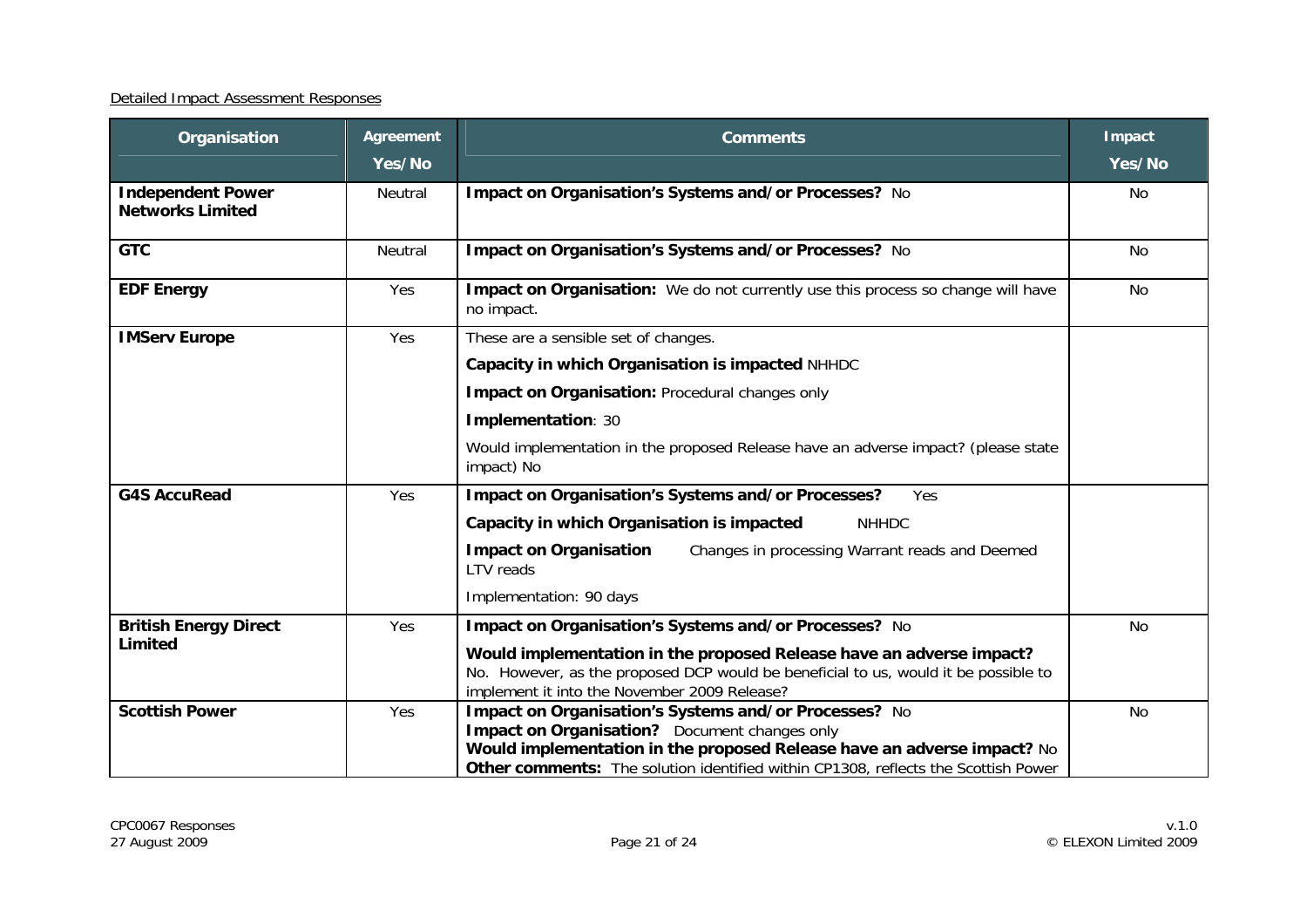Detailed Impact Assessment Responses

| Organisation | Agreement Yes/No | Comments | Impact Yes/No |
|---|---|---|---|
| **Independent Power Networks Limited** | Neutral | **Impact on Organisation's Systems and/or Processes?** No | No |
| **GTC** | Neutral | **Impact on Organisation's Systems and/or Processes?** No | No |
| **EDF Energy** | Yes | **Impact on Organisation:** We do not currently use this process so change will have no impact. | No |
| **IMServ Europe** | Yes | These are a sensible set of changes.<br>**Capacity in which Organisation is impacted** NHHDC<br>**Impact on Organisation:** Procedural changes only<br>**Implementation**: 30<br>Would implementation in the proposed Release have an adverse impact? (please state impact) No | |
| **G4S AccuRead** | Yes | **Impact on Organisation's Systems and/or Processes?** Yes<br>**Capacity in which Organisation is impacted** NHHDC<br>**Impact on Organisation** Changes in processing Warrant reads and Deemed LTV reads<br>Implementation: 90 days | |
| **British Energy Direct Limited** | Yes | **Impact on Organisation's Systems and/or Processes?** No<br>**Would implementation in the proposed Release have an adverse impact?** No. However, as the proposed DCP would be beneficial to us, would it be possible to implement it into the November 2009 Release? | No |
| **Scottish Power** | Yes | **Impact on Organisation's Systems and/or Processes?** No<br>**Impact on Organisation?** Document changes only<br>**Would implementation in the proposed Release have an adverse impact?** No<br>**Other comments:** The solution identified within CP1308, reflects the Scottish Power | No |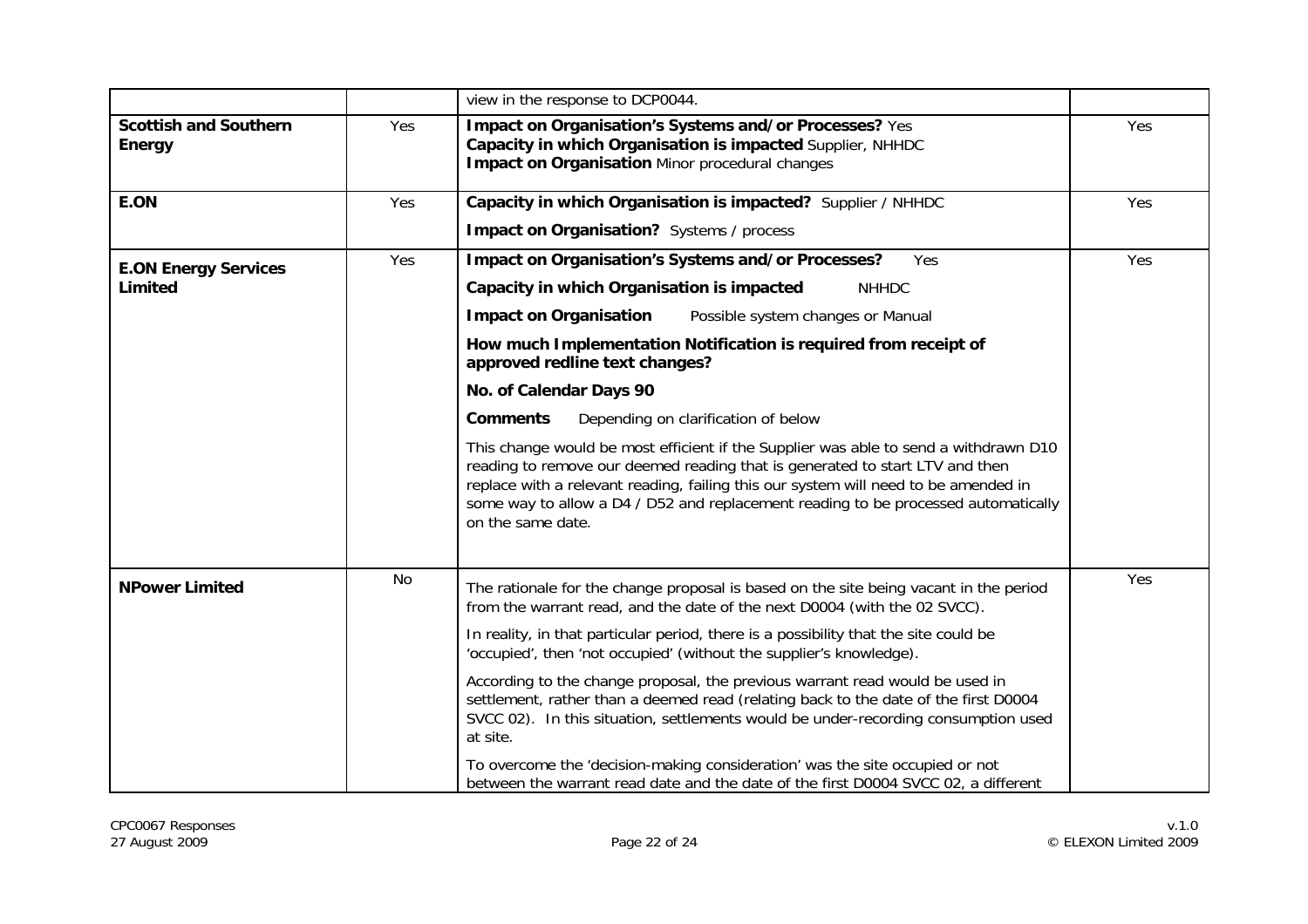| | | | |
|---|---|---|---|
| | | view in the response to DCP0044. | |
| **Scottish and Southern Energy** | Yes | **Impact on Organisation's Systems and/or Processes?** Yes<br>**Capacity in which Organisation is impacted** Supplier, NHHDC<br>**Impact on Organisation** Minor procedural changes | Yes |
| **E.ON** | Yes | **Capacity in which Organisation is impacted?** Supplier / NHHDC<br>**Impact on Organisation?** Systems / process | Yes |
| **E.ON Energy Services Limited** | Yes | **Impact on Organisation's Systems and/or Processes?** Yes<br>**Capacity in which Organisation is impacted** NHHDC<br>**Impact on Organisation** Possible system changes or Manual<br>**How much Implementation Notification is required from receipt of approved redline text changes?**<br>**No. of Calendar Days 90**<br>**Comments** Depending on clarification of below<br>This change would be most efficient if the Supplier was able to send a withdrawn D10 reading to remove our deemed reading that is generated to start LTV and then replace with a relevant reading, failing this our system will need to be amended in some way to allow a D4 / D52 and replacement reading to be processed automatically on the same date. | Yes |
| **NPower Limited** | No | The rationale for the change proposal is based on the site being vacant in the period from the warrant read, and the date of the next D0004 (with the 02 SVCC).<br>In reality, in that particular period, there is a possibility that the site could be 'occupied', then 'not occupied' (without the supplier's knowledge).<br>According to the change proposal, the previous warrant read would be used in settlement, rather than a deemed read (relating back to the date of the first D0004 SVCC 02). In this situation, settlements would be under-recording consumption used at site.<br>To overcome the 'decision-making consideration' was the site occupied or not between the warrant read date and the date of the first D0004 SVCC 02, a different | Yes |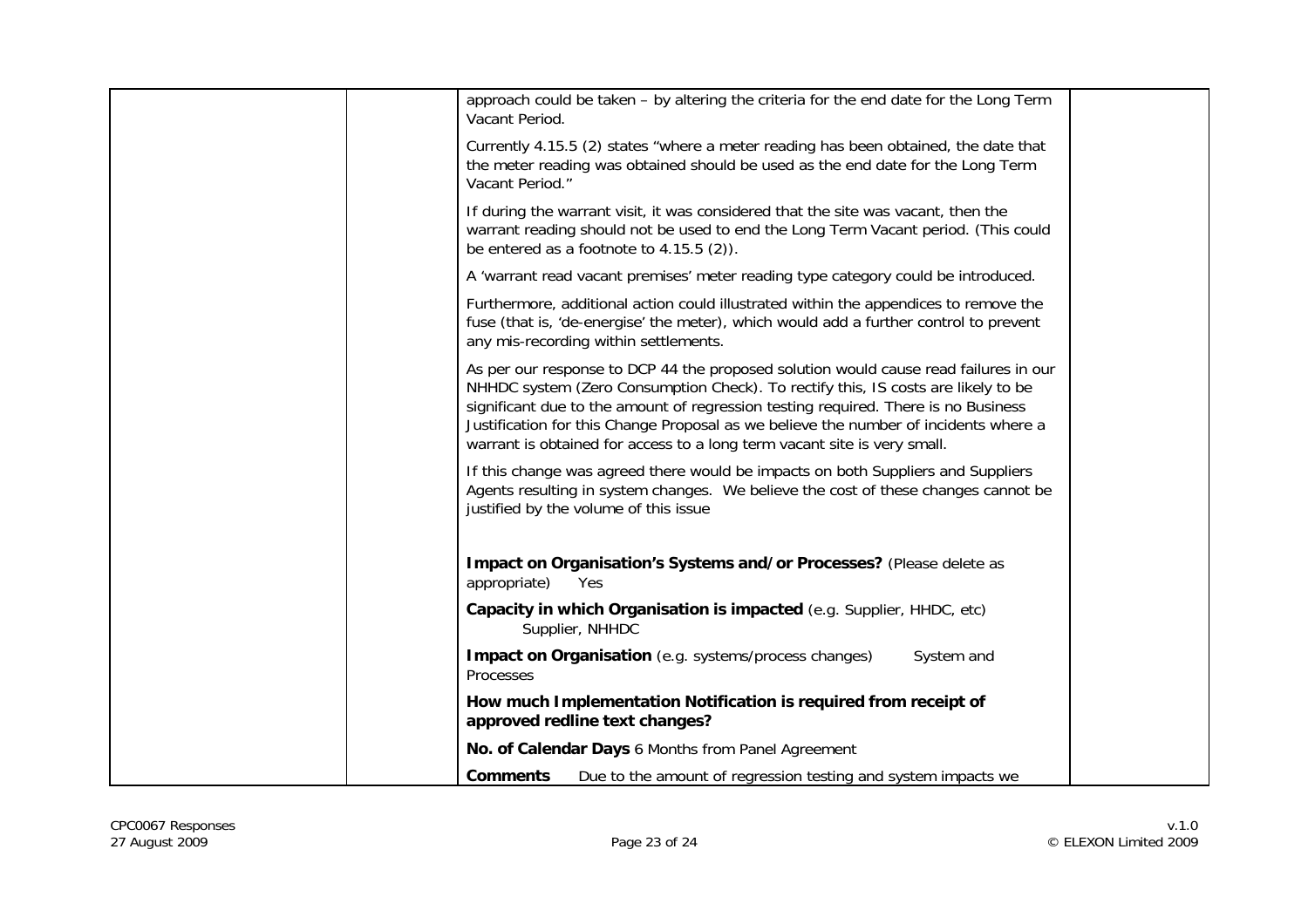| | | approach could be taken – by altering the criteria for the end date for the Long Term Vacant Period.<br><br>Currently 4.15.5 (2) states "where a meter reading has been obtained, the date that the meter reading was obtained should be used as the end date for the Long Term Vacant Period."<br><br>If during the warrant visit, it was considered that the site was vacant, then the warrant reading should not be used to end the Long Term Vacant period. (This could be entered as a footnote to 4.15.5 (2)).<br><br>A 'warrant read vacant premises' meter reading type category could be introduced.<br><br>Furthermore, additional action could illustrated within the appendices to remove the fuse (that is, 'de-energise' the meter), which would add a further control to prevent any mis-recording within settlements.<br><br>As per our response to DCP 44 the proposed solution would cause read failures in our NHHDC system (Zero Consumption Check). To rectify this, IS costs are likely to be significant due to the amount of regression testing required. There is no Business Justification for this Change Proposal as we believe the number of incidents where a warrant is obtained for access to a long term vacant site is very small.<br><br>If this change was agreed there would be impacts on both Suppliers and Suppliers Agents resulting in system changes. We believe the cost of these changes cannot be justified by the volume of this issue<br><br>**Impact on Organisation's Systems and/or Processes?** (Please delete as appropriate) Yes<br><br>**Capacity in which Organisation is impacted** (e.g. Supplier, HHDC, etc) Supplier, NHHDC<br><br>**Impact on Organisation** (e.g. systems/process changes) System and Processes<br><br>**How much Implementation Notification is required from receipt of approved redline text changes?**<br><br>**No. of Calendar Days** 6 Months from Panel Agreement<br><br>**Comments** Due to the amount of regression testing and system impacts we | |
|---|---|---|---|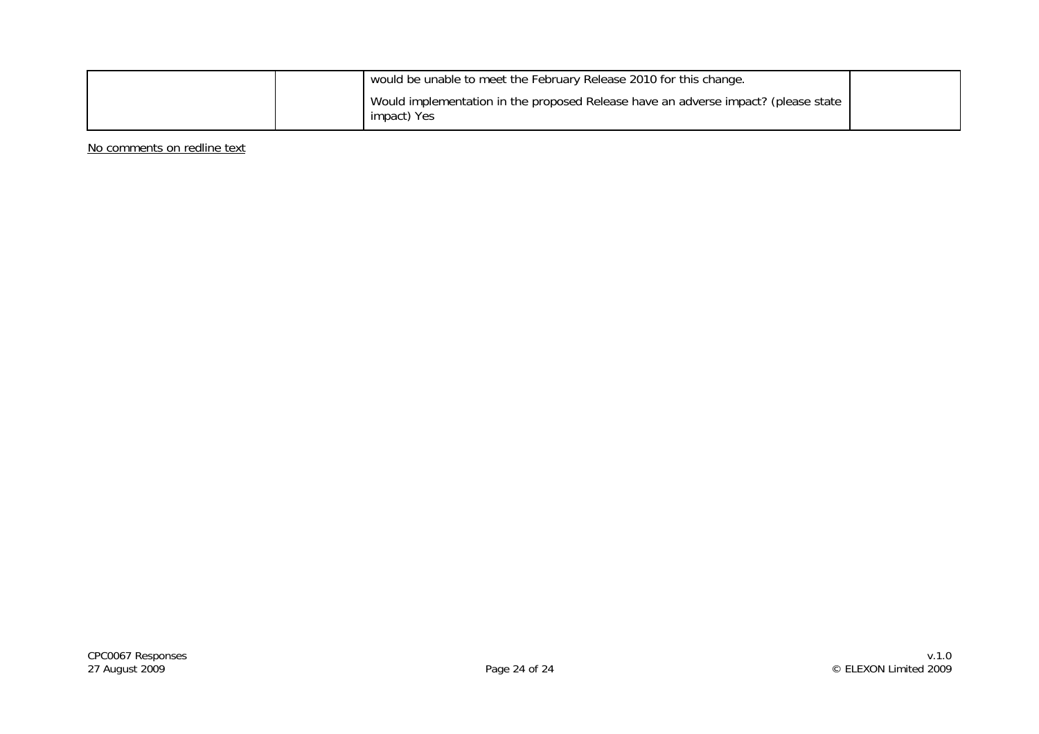| | | | |
|---|---|---|---|
| | | would be unable to meet the February Release 2010 for this change.<br><br>Would implementation in the proposed Release have an adverse impact? (please state impact) Yes | |

<u>No comments on redline text</u>